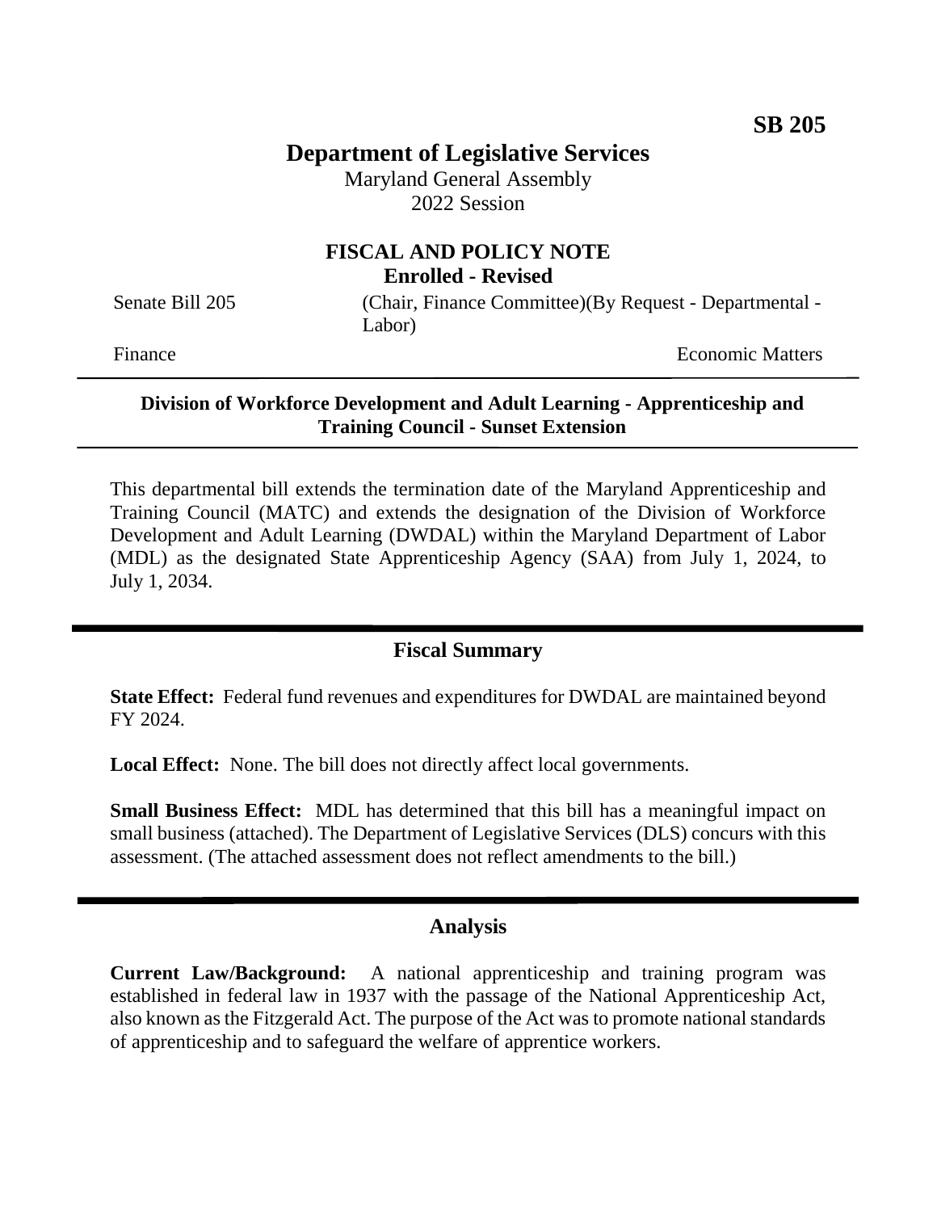**SB 205**

# Department of Legislative Services

Maryland General Assembly
2022 Session

## FISCAL AND POLICY NOTE
**Enrolled - Revised**

Senate Bill 205 (Chair, Finance Committee)(By Request - Departmental - Labor)

Finance Economic Matters

**Division of Workforce Development and Adult Learning - Apprenticeship and Training Council - Sunset Extension**

This departmental bill extends the termination date of the Maryland Apprenticeship and Training Council (MATC) and extends the designation of the Division of Workforce Development and Adult Learning (DWDAL) within the Maryland Department of Labor (MDL) as the designated State Apprenticeship Agency (SAA) from July 1, 2024, to July 1, 2034.

## Fiscal Summary

**State Effect:** Federal fund revenues and expenditures for DWDAL are maintained beyond FY 2024.

**Local Effect:** None. The bill does not directly affect local governments.

**Small Business Effect:** MDL has determined that this bill has a meaningful impact on small business (attached). The Department of Legislative Services (DLS) concurs with this assessment. (The attached assessment does not reflect amendments to the bill.)

## Analysis

**Current Law/Background:** A national apprenticeship and training program was established in federal law in 1937 with the passage of the National Apprenticeship Act, also known as the Fitzgerald Act. The purpose of the Act was to promote national standards of apprenticeship and to safeguard the welfare of apprentice workers.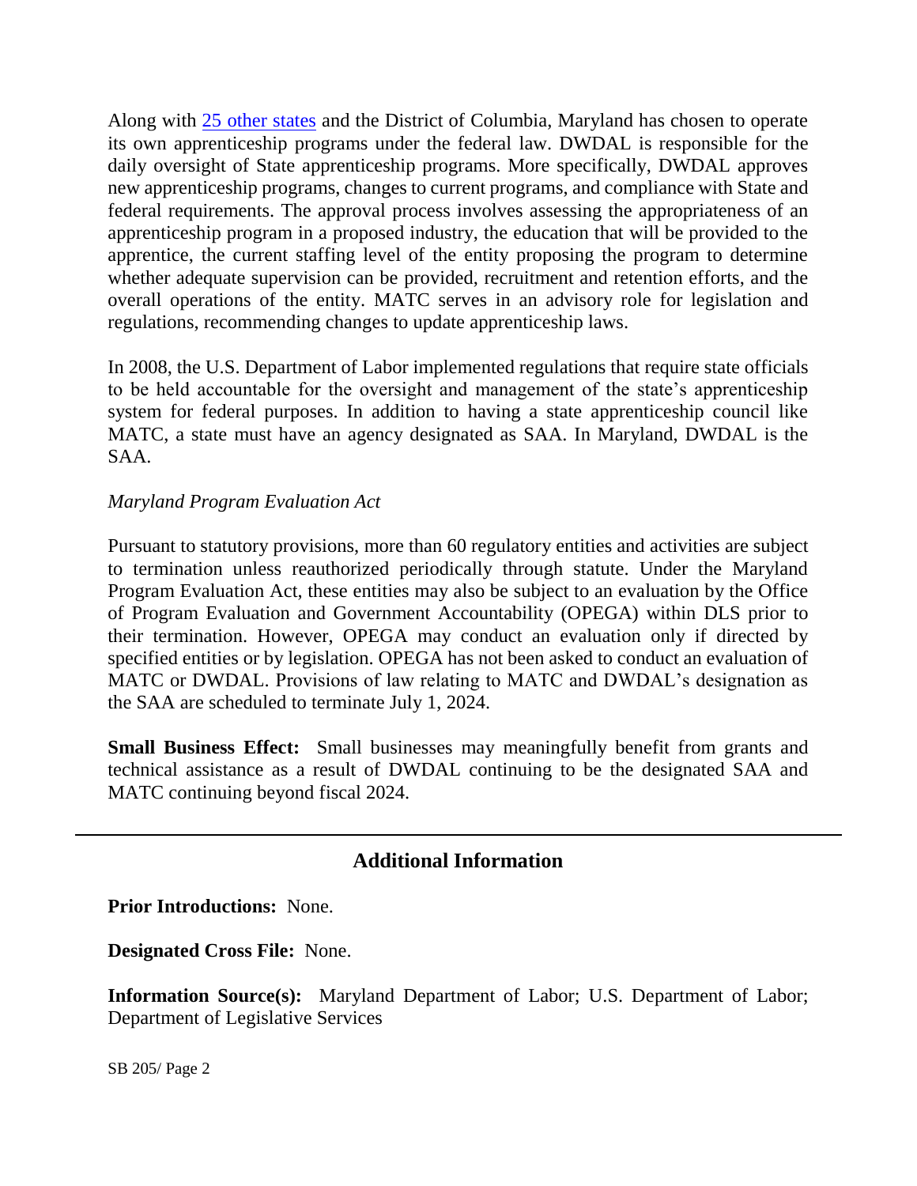Along with [25 other states] and the District of Columbia, Maryland has chosen to operate its own apprenticeship programs under the federal law. DWDAL is responsible for the daily oversight of State apprenticeship programs. More specifically, DWDAL approves new apprenticeship programs, changes to current programs, and compliance with State and federal requirements. The approval process involves assessing the appropriateness of an apprenticeship program in a proposed industry, the education that will be provided to the apprentice, the current staffing level of the entity proposing the program to determine whether adequate supervision can be provided, recruitment and retention efforts, and the overall operations of the entity. MATC serves in an advisory role for legislation and regulations, recommending changes to update apprenticeship laws.

In 2008, the U.S. Department of Labor implemented regulations that require state officials to be held accountable for the oversight and management of the state's apprenticeship system for federal purposes. In addition to having a state apprenticeship council like MATC, a state must have an agency designated as SAA. In Maryland, DWDAL is the SAA.

*Maryland Program Evaluation Act*

Pursuant to statutory provisions, more than 60 regulatory entities and activities are subject to termination unless reauthorized periodically through statute. Under the Maryland Program Evaluation Act, these entities may also be subject to an evaluation by the Office of Program Evaluation and Government Accountability (OPEGA) within DLS prior to their termination. However, OPEGA may conduct an evaluation only if directed by specified entities or by legislation. OPEGA has not been asked to conduct an evaluation of MATC or DWDAL. Provisions of law relating to MATC and DWDAL's designation as the SAA are scheduled to terminate July 1, 2024.

**Small Business Effect:** Small businesses may meaningfully benefit from grants and technical assistance as a result of DWDAL continuing to be the designated SAA and MATC continuing beyond fiscal 2024.

---

## Additional Information

**Prior Introductions:** None.

**Designated Cross File:** None.

**Information Source(s):** Maryland Department of Labor; U.S. Department of Labor; Department of Legislative Services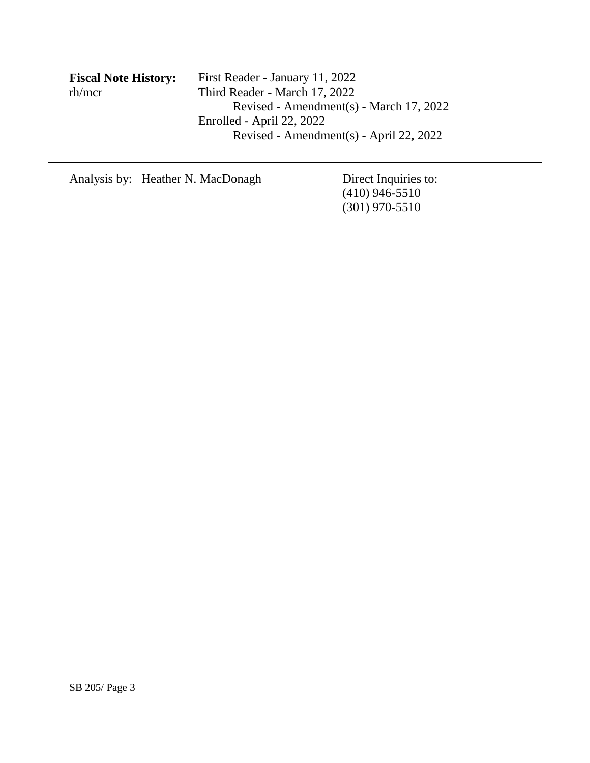**Fiscal Note History:** First Reader - January 11, 2022
rh/mcr Third Reader - March 17, 2022
Revised - Amendment(s) - March 17, 2022
Enrolled - April 22, 2022
Revised - Amendment(s) - April 22, 2022

---

Analysis by: Heather N. MacDonagh

Direct Inquiries to:
(410) 946-5510
(301) 970-5510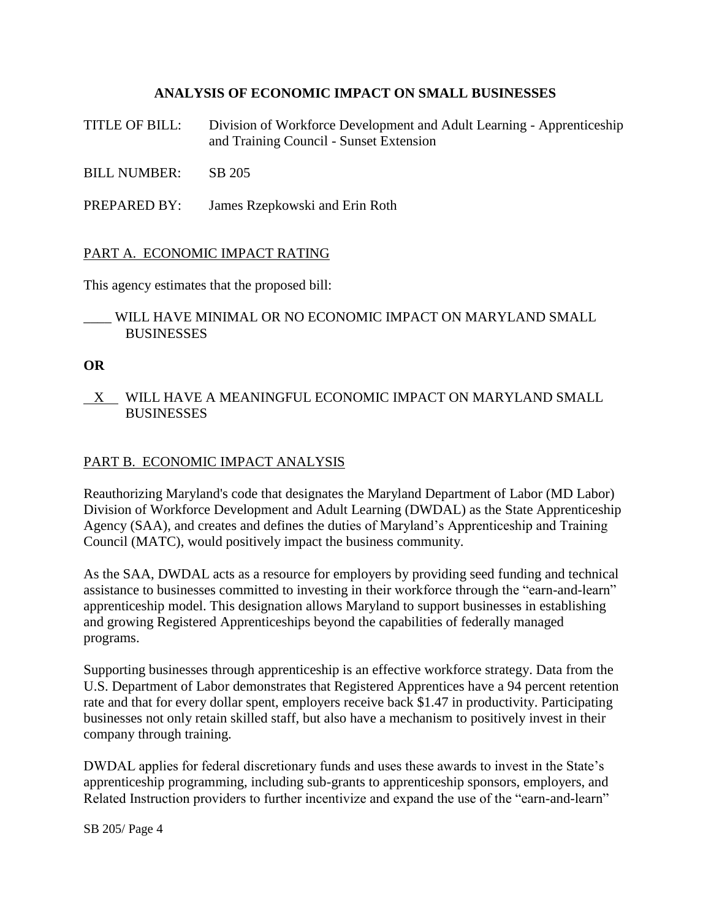## ANALYSIS OF ECONOMIC IMPACT ON SMALL BUSINESSES

TITLE OF BILL: Division of Workforce Development and Adult Learning - Apprenticeship and Training Council - Sunset Extension

BILL NUMBER: SB 205

PREPARED BY: James Rzepkowski and Erin Roth

PART A. ECONOMIC IMPACT RATING

This agency estimates that the proposed bill:

____ WILL HAVE MINIMAL OR NO ECONOMIC IMPACT ON MARYLAND SMALL BUSINESSES

**OR**

\_\_X\_\_ WILL HAVE A MEANINGFUL ECONOMIC IMPACT ON MARYLAND SMALL BUSINESSES

PART B. ECONOMIC IMPACT ANALYSIS

Reauthorizing Maryland's code that designates the Maryland Department of Labor (MD Labor) Division of Workforce Development and Adult Learning (DWDAL) as the State Apprenticeship Agency (SAA), and creates and defines the duties of Maryland's Apprenticeship and Training Council (MATC), would positively impact the business community.

As the SAA, DWDAL acts as a resource for employers by providing seed funding and technical assistance to businesses committed to investing in their workforce through the "earn-and-learn" apprenticeship model. This designation allows Maryland to support businesses in establishing and growing Registered Apprenticeships beyond the capabilities of federally managed programs.

Supporting businesses through apprenticeship is an effective workforce strategy. Data from the U.S. Department of Labor demonstrates that Registered Apprentices have a 94 percent retention rate and that for every dollar spent, employers receive back $1.47 in productivity. Participating businesses not only retain skilled staff, but also have a mechanism to positively invest in their company through training.

DWDAL applies for federal discretionary funds and uses these awards to invest in the State's apprenticeship programming, including sub-grants to apprenticeship sponsors, employers, and Related Instruction providers to further incentivize and expand the use of the "earn-and-learn"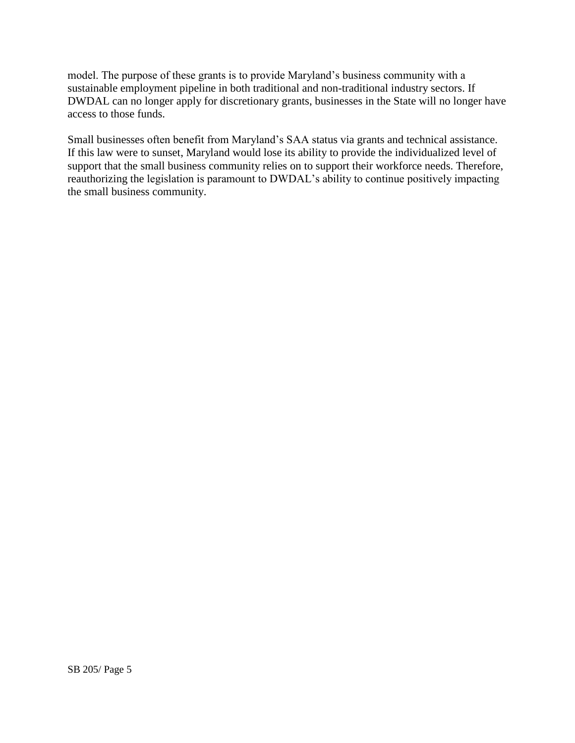model. The purpose of these grants is to provide Maryland's business community with a sustainable employment pipeline in both traditional and non-traditional industry sectors. If DWDAL can no longer apply for discretionary grants, businesses in the State will no longer have access to those funds.

Small businesses often benefit from Maryland's SAA status via grants and technical assistance. If this law were to sunset, Maryland would lose its ability to provide the individualized level of support that the small business community relies on to support their workforce needs. Therefore, reauthorizing the legislation is paramount to DWDAL's ability to continue positively impacting the small business community.